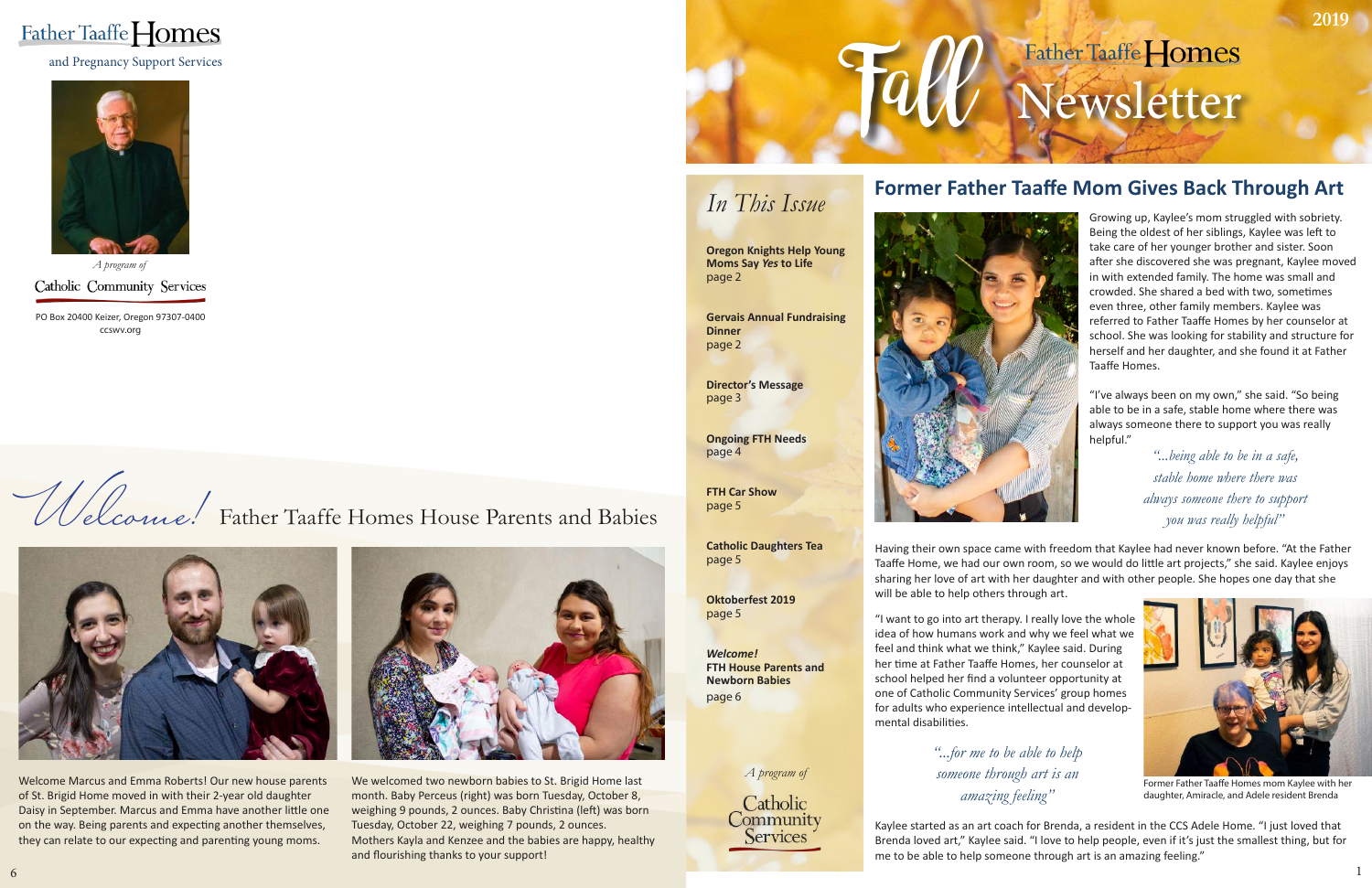# Father Taaffe Homes

and Pregnancy Support Services

*A program of*

Catholic Community Services

PO Box 20400 Keizer, Oregon 97307-0400
ccswv.org

## *Welcome!* Father Taaffe Homes House Parents and Babies

Welcome Marcus and Emma Roberts! Our new house parents of St. Brigid Home moved in with their 2-year old daughter Daisy in September. Marcus and Emma have another little one on the way. Being parents and expecting another themselves, they can relate to our expecting and parenting young moms.

We welcomed two newborn babies to St. Brigid Home last month. Baby Perceus (right) was born Tuesday, October 8, weighing 9 pounds, 2 ounces. Baby Christina (left) was born Tuesday, October 22, weighing 7 pounds, 2 ounces. Mothers Kayla and Kenzee and the babies are happy, healthy and flourishing thanks to your support!

# Fall Father Taaffe Homes Newsletter

2019

## *In This Issue*

**Oregon Knights Help Young Moms Say *Yes* to Life**
page 2

**Gervais Annual Fundraising Dinner**
page 2

**Director's Message**
page 3

**Ongoing FTH Needs**
page 4

**FTH Car Show**
page 5

**Catholic Daughters Tea**
page 5

**Oktoberfest 2019**
page 5

***Welcome!* FTH House Parents and Newborn Babies**
page 6

*A program of*
Catholic Community Services

## Former Father Taaffe Mom Gives Back Through Art

Growing up, Kaylee's mom struggled with sobriety. Being the oldest of her siblings, Kaylee was left to take care of her younger brother and sister. Soon after she discovered she was pregnant, Kaylee moved in with extended family. The home was small and crowded. She shared a bed with two, sometimes even three, other family members. Kaylee was referred to Father Taaffe Homes by her counselor at school. She was looking for stability and structure for herself and her daughter, and she found it at Father Taaffe Homes.

"I've always been on my own," she said. "So being able to be in a safe, stable home where there was always someone there to support you was really helpful."

*"...being able to be in a safe, stable home where there was always someone there to support you was really helpful"*

Having their own space came with freedom that Kaylee had never known before. "At the Father Taaffe Home, we had our own room, so we would do little art projects," she said. Kaylee enjoys sharing her love of art with her daughter and with other people. She hopes one day that she will be able to help others through art.

"I want to go into art therapy. I really love the whole idea of how humans work and why we feel what we feel and think what we think," Kaylee said. During her time at Father Taaffe Homes, her counselor at school helped her find a volunteer opportunity at one of Catholic Community Services' group homes for adults who experience intellectual and developmental disabilities.

*"...for me to be able to help someone through art is an amazing feeling"*

Former Father Taaffe Homes mom Kaylee with her daughter, Amiracle, and Adele resident Brenda

Kaylee started as an art coach for Brenda, a resident in the CCS Adele Home. "I just loved that Brenda loved art," Kaylee said. "I love to help people, even if it's just the smallest thing, but for me to be able to help someone through art is an amazing feeling."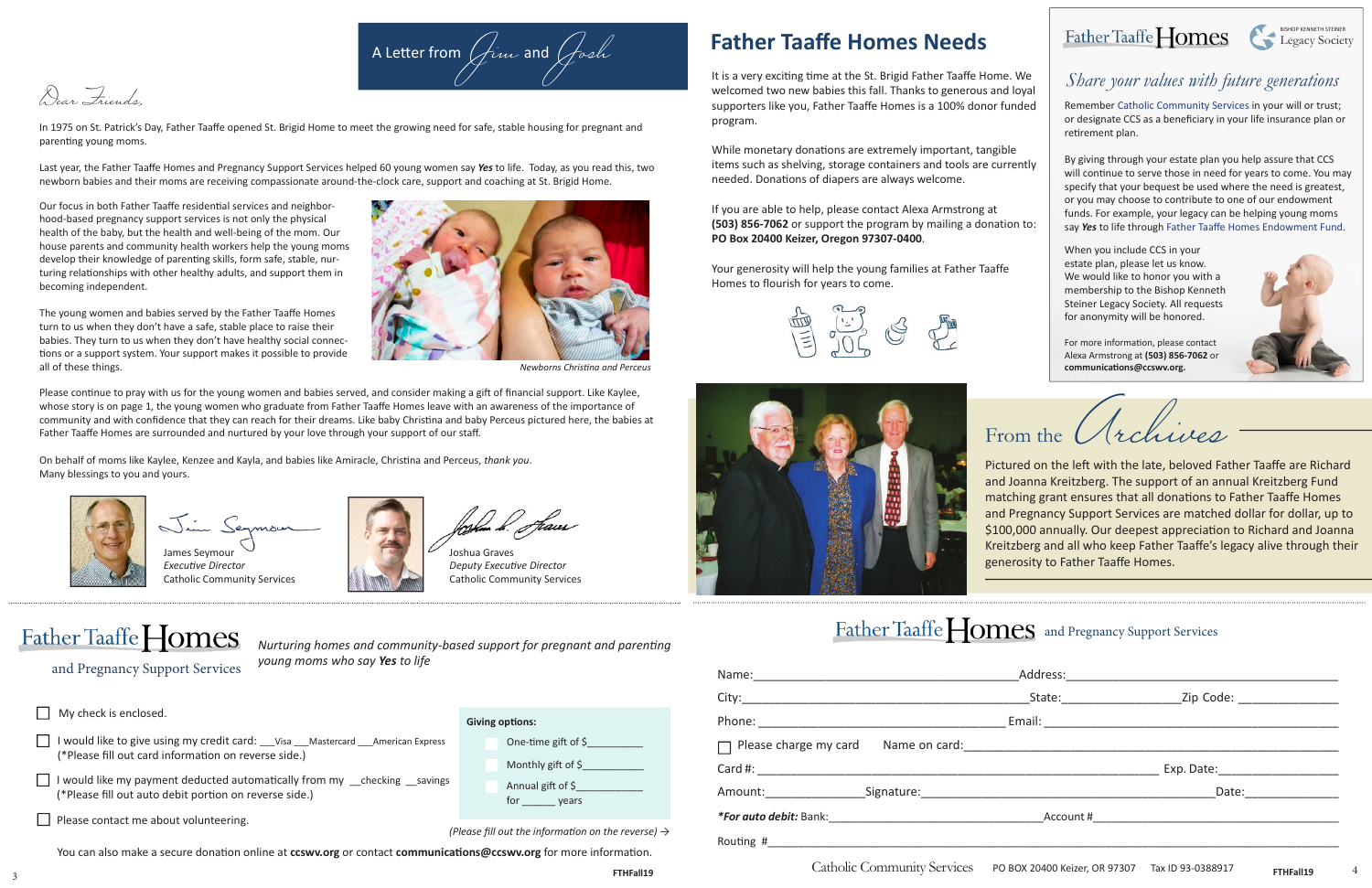## A Letter from Jim and Josh

*Dear Friends,*

In 1975 on St. Patrick's Day, Father Taaffe opened St. Brigid Home to meet the growing need for safe, stable housing for pregnant and parenting young moms.

Last year, the Father Taaffe Homes and Pregnancy Support Services helped 60 young women say ***Yes*** to life. Today, as you read this, two newborn babies and their moms are receiving compassionate around-the-clock care, support and coaching at St. Brigid Home.

Our focus in both Father Taaffe residential services and neighborhood-based pregnancy support services is not only the physical health of the baby, but the health and well-being of the mom. Our house parents and community health workers help the young moms develop their knowledge of parenting skills, form safe, stable, nurturing relationships with other healthy adults, and support them in becoming independent.

The young women and babies served by the Father Taaffe Homes turn to us when they don't have a safe, stable place to raise their babies. They turn to us when they don't have healthy social connections or a support system. Your support makes it possible to provide all of these things.

*Newborns Christina and Perceus*

Please continue to pray with us for the young women and babies served, and consider making a gift of financial support. Like Kaylee, whose story is on page 1, the young women who graduate from Father Taaffe Homes leave with an awareness of the importance of community and with confidence that they can reach for their dreams. Like baby Christina and baby Perceus pictured here, the babies at Father Taaffe Homes are surrounded and nurtured by your love through your support of our staff.

On behalf of moms like Kaylee, Kenzee and Kayla, and babies like Amiracle, Christina and Perceus, *thank you*.
Many blessings to you and yours.

James Seymour
*Executive Director*
Catholic Community Services

Joshua Graves
*Deputy Executive Director*
Catholic Community Services

## Father Taaffe Homes Needs

It is a very exciting time at the St. Brigid Father Taaffe Home. We welcomed two new babies this fall. Thanks to generous and loyal supporters like you, Father Taaffe Homes is a 100% donor funded program.

While monetary donations are extremely important, tangible items such as shelving, storage containers and tools are currently needed. Donations of diapers are always welcome.

If you are able to help, please contact Alexa Armstrong at **(503) 856-7062** or support the program by mailing a donation to: **PO Box 20400 Keizer, Oregon 97307-0400**.

Your generosity will help the young families at Father Taaffe Homes to flourish for years to come.

### Father Taaffe Homes — Bishop Kenneth Steiner Legacy Society

*Share your values with future generations*

Remember Catholic Community Services in your will or trust; or designate CCS as a beneficiary in your life insurance plan or retirement plan.

By giving through your estate plan you help assure that CCS will continue to serve those in need for years to come. You may specify that your bequest be used where the need is greatest, or you may choose to contribute to one of our endowment funds. For example, your legacy can be helping young moms say ***Yes*** to life through Father Taaffe Homes Endowment Fund.

When you include CCS in your estate plan, please let us know. We would like to honor you with a membership to the Bishop Kenneth Steiner Legacy Society. All requests for anonymity will be honored.

For more information, please contact Alexa Armstrong at **(503) 856-7062** or **communications@ccswv.org.**

## From the Archives

Pictured on the left with the late, beloved Father Taaffe are Richard and Joanna Kreitzberg. The support of an annual Kreitzberg Fund matching grant ensures that all donations to Father Taaffe Homes and Pregnancy Support Services are matched dollar for dollar, up to $100,000 annually. Our deepest appreciation to Richard and Joanna Kreitzberg and all who keep Father Taaffe's legacy alive through their generosity to Father Taaffe Homes.

---

## Father Taaffe Homes and Pregnancy Support Services

*Nurturing homes and community-based support for pregnant and parenting young moms who say **Yes** to life*

- ☐ My check is enclosed.
- ☐ I would like to give using my credit card: ___Visa ___Mastercard ___American Express (*Please fill out card information on reverse side.)
- ☐ I would like my payment deducted automatically from my __checking __savings (*Please fill out auto debit portion on reverse side.)
- ☐ Please contact me about volunteering.

**Giving options:**
- ☐ One-time gift of $_________
- ☐ Monthly gift of $_________
- ☐ Annual gift of $_________ for ______ years

*(Please fill out the information on the reverse)* →

You can also make a secure donation online at **ccswv.org** or contact **communications@ccswv.org** for more information.

FTHFall19

## Father Taaffe Homes and Pregnancy Support Services

Name:_______________________________ Address:_______________________________

City:_______________________________ State:_______________ Zip Code: _____________

Phone:_______________________________ Email:_______________________________

☐ Please charge my card   Name on card:_______________________________

Card #:_______________________________ Exp. Date:_____________

Amount:_____________ Signature:_______________________________ Date:_____________

***For auto debit:** Bank:_______________________________ Account #_______________________________

Routing #_______________________________

Catholic Community Services   PO BOX 20400 Keizer, OR 97307   Tax ID 93-0388917

FTHFall19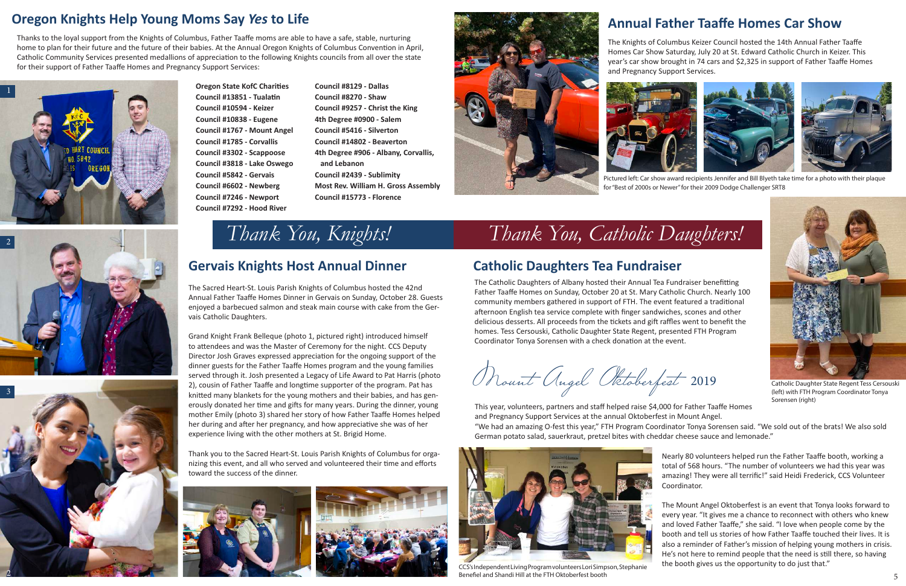## Oregon Knights Help Young Moms Say *Yes* to Life

Thanks to the loyal support from the Knights of Columbus, Father Taaffe moms are able to have a safe, stable, nurturing home to plan for their future and the future of their babies. At the Annual Oregon Knights of Columbus Convention in April, Catholic Community Services presented medallions of appreciation to the following Knights councils from all over the state for their support of Father Taaffe Homes and Pregnancy Support Services:

**Oregon State KofC Charities**
**Council #13851 - Tualatin**
**Council #10594 - Keizer**
**Council #10838 - Eugene**
**Council #1767 - Mount Angel**
**Council #1785 - Corvallis**
**Council #3302 - Scappoose**
**Council #3818 - Lake Oswego**
**Council #5842 - Gervais**
**Council #6602 - Newberg**
**Council #7246 - Newport**
**Council #7292 - Hood River**
**Council #8129 - Dallas**
**Council #8270 - Shaw**
**Council #9257 - Christ the King**
**4th Degree #0900 - Salem**
**Council #5416 - Silverton**
**Council #14802 - Beaverton**
**4th Degree #906 - Albany, Corvallis, and Lebanon**
**Council #2439 - Sublimity**
**Most Rev. William H. Gross Assembly**
**Council #15773 - Florence**

# *Thank You, Knights!*

## Gervais Knights Host Annual Dinner

The Sacred Heart-St. Louis Parish Knights of Columbus hosted the 42nd Annual Father Taaffe Homes Dinner in Gervais on Sunday, October 28. Guests enjoyed a barbecued salmon and steak main course with cake from the Gervais Catholic Daughters.

Grand Knight Frank Belleque (photo 1, pictured right) introduced himself to attendees and was the Master of Ceremony for the night. CCS Deputy Director Josh Graves expressed appreciation for the ongoing support of the dinner guests for the Father Taaffe Homes program and the young families served through it. Josh presented a Legacy of Life Award to Pat Harris (photo 2), cousin of Father Taaffe and longtime supporter of the program. Pat has knitted many blankets for the young mothers and their babies, and has generously donated her time and gifts for many years. During the dinner, young mother Emily (photo 3) shared her story of how Father Taaffe Homes helped her during and after her pregnancy, and how appreciative she was of her experience living with the other mothers at St. Brigid Home.

Thank you to the Sacred Heart-St. Louis Parish Knights of Columbus for organizing this event, and all who served and volunteered their time and efforts toward the success of the dinner.

## Annual Father Taaffe Homes Car Show

The Knights of Columbus Keizer Council hosted the 14th Annual Father Taaffe Homes Car Show Saturday, July 20 at St. Edward Catholic Church in Keizer. This year's car show brought in 74 cars and $2,325 in support of Father Taaffe Homes and Pregnancy Support Services.

Pictured left: Car show award recipients Jennifer and Bill Blyeth take time for a photo with their plaque for "Best of 2000s or Newer" for their 2009 Dodge Challenger SRT8

# *Thank You, Catholic Daughters!*

## Catholic Daughters Tea Fundraiser

The Catholic Daughters of Albany hosted their Annual Tea Fundraiser benefitting Father Taaffe Homes on Sunday, October 20 at St. Mary Catholic Church. Nearly 100 community members gathered in support of FTH. The event featured a traditional afternoon English tea service complete with finger sandwiches, scones and other delicious desserts. All proceeds from the tickets and gift raffles went to benefit the homes. Tess Cersouski, Catholic Daughter State Regent, presented FTH Program Coordinator Tonya Sorensen with a check donation at the event.

Catholic Daughter State Regent Tess Cersouski (left) with FTH Program Coordinator Tonya Sorensen (right)

## *Mount Angel Oktoberfest* 2019

This year, volunteers, partners and staff helped raise $4,000 for Father Taaffe Homes and Pregnancy Support Services at the annual Oktoberfest in Mount Angel.

"We had an amazing O-fest this year," FTH Program Coordinator Tonya Sorensen said. "We sold out of the brats! We also sold German potato salad, sauerkraut, pretzel bites with cheddar cheese sauce and lemonade."

Nearly 80 volunteers helped run the Father Taaffe booth, working a total of 568 hours. "The number of volunteers we had this year was amazing! They were all terrific!" said Heidi Frederick, CCS Volunteer Coordinator.

The Mount Angel Oktoberfest is an event that Tonya looks forward to every year. "It gives me a chance to reconnect with others who knew and loved Father Taaffe," she said. "I love when people come by the booth and tell us stories of how Father Taaffe touched their lives. It is also a reminder of Father's mission of helping young mothers in crisis. He's not here to remind people that the need is still there, so having the booth gives us the opportunity to do just that."

CCS's Independent Living Program volunteers Lori Simpson, Stephanie Benefiel and Shandi Hill at the FTH Oktoberfest booth